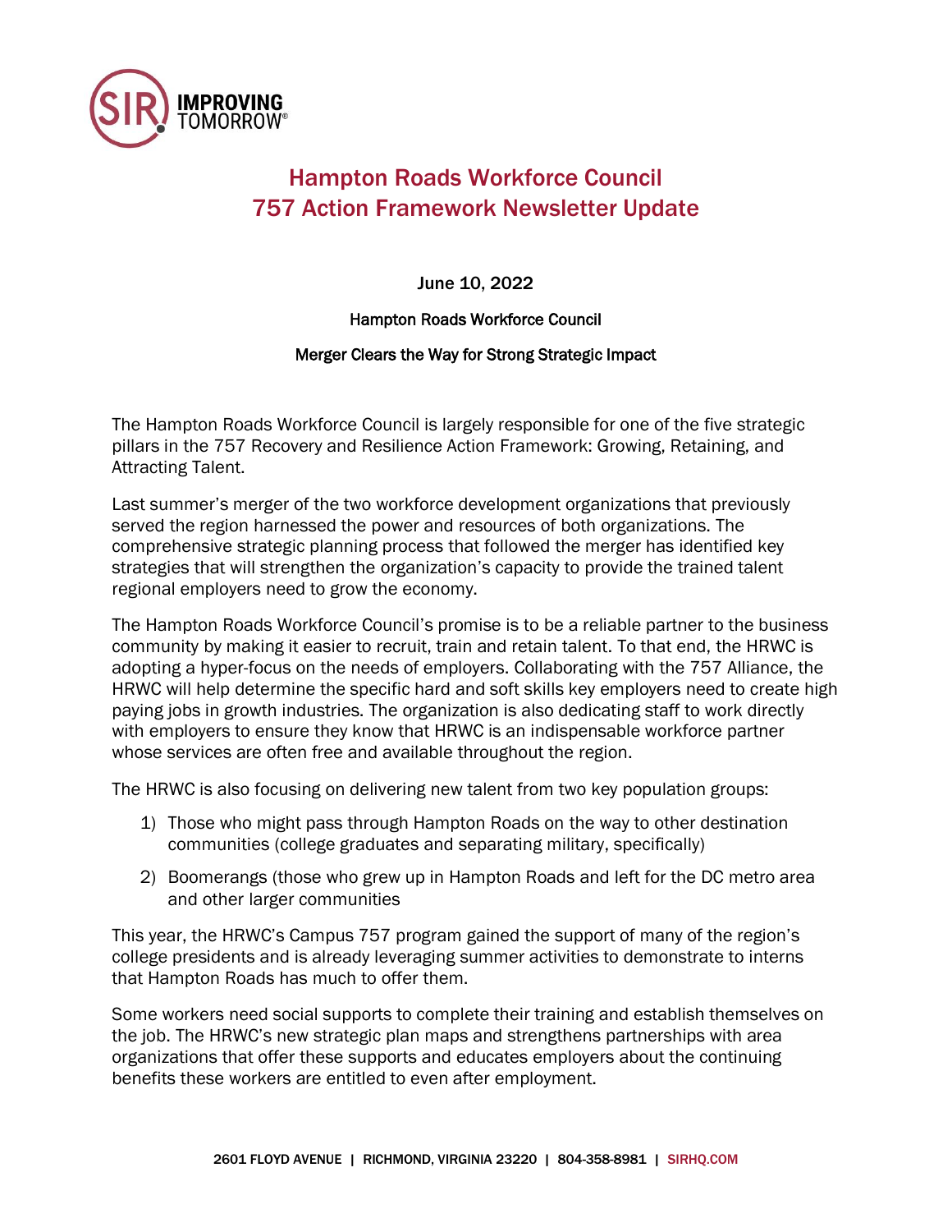# Hampton Roads Workforce Council
# 757 Action Framework Newsletter Update

June 10, 2022

Hampton Roads Workforce Council

Merger Clears the Way for Strong Strategic Impact

The Hampton Roads Workforce Council is largely responsible for one of the five strategic pillars in the 757 Recovery and Resilience Action Framework: Growing, Retaining, and Attracting Talent.

Last summer's merger of the two workforce development organizations that previously served the region harnessed the power and resources of both organizations. The comprehensive strategic planning process that followed the merger has identified key strategies that will strengthen the organization's capacity to provide the trained talent regional employers need to grow the economy.

The Hampton Roads Workforce Council's promise is to be a reliable partner to the business community by making it easier to recruit, train and retain talent. To that end, the HRWC is adopting a hyper-focus on the needs of employers. Collaborating with the 757 Alliance, the HRWC will help determine the specific hard and soft skills key employers need to create high paying jobs in growth industries. The organization is also dedicating staff to work directly with employers to ensure they know that HRWC is an indispensable workforce partner whose services are often free and available throughout the region.

The HRWC is also focusing on delivering new talent from two key population groups:

1) Those who might pass through Hampton Roads on the way to other destination communities (college graduates and separating military, specifically)
2) Boomerangs (those who grew up in Hampton Roads and left for the DC metro area and other larger communities

This year, the HRWC's Campus 757 program gained the support of many of the region's college presidents and is already leveraging summer activities to demonstrate to interns that Hampton Roads has much to offer them.

Some workers need social supports to complete their training and establish themselves on the job. The HRWC's new strategic plan maps and strengthens partnerships with area organizations that offer these supports and educates employers about the continuing benefits these workers are entitled to even after employment.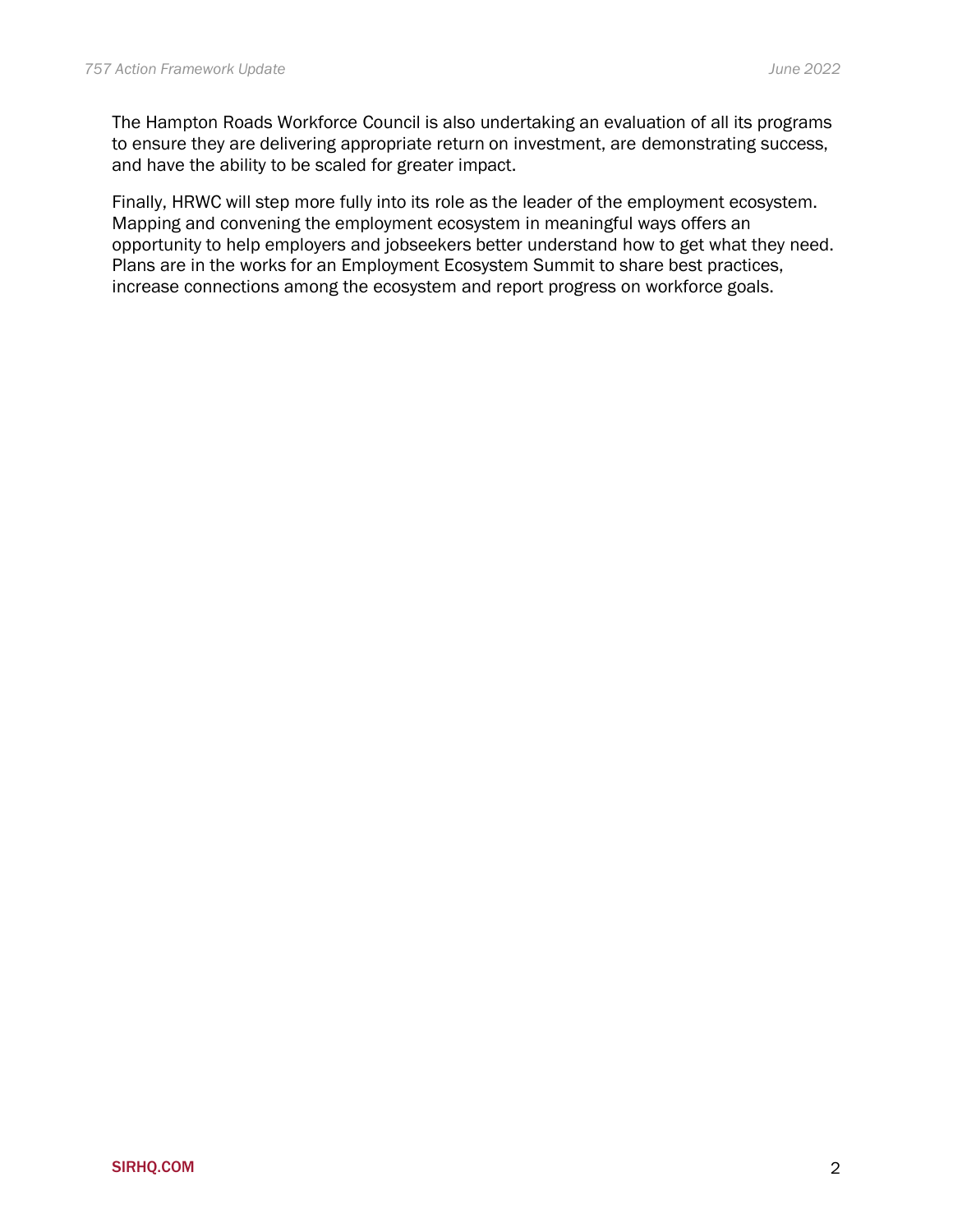The Hampton Roads Workforce Council is also undertaking an evaluation of all its programs to ensure they are delivering appropriate return on investment, are demonstrating success, and have the ability to be scaled for greater impact.

Finally, HRWC will step more fully into its role as the leader of the employment ecosystem. Mapping and convening the employment ecosystem in meaningful ways offers an opportunity to help employers and jobseekers better understand how to get what they need. Plans are in the works for an Employment Ecosystem Summit to share best practices, increase connections among the ecosystem and report progress on workforce goals.